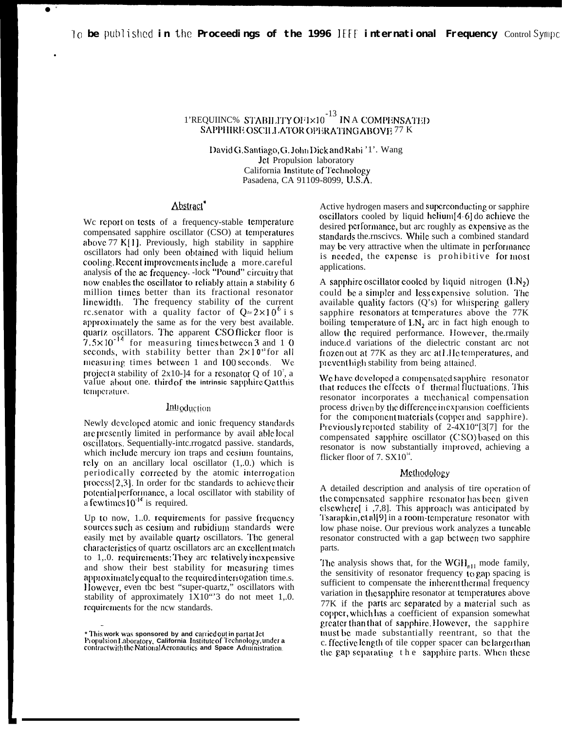To be published in the Proceedings of the 1996 IEEE International Frequency Control Sympo

# FREQUENCY STABILITY OF $1\times10^{-13}$ IN A COMPENSATED SAPPHIRE OSCILLATOR OPERATING ABOVE 77 K

David G. Santiago, G. John Dick and Rabi T. Wang
Jet Propulsion laboratory
California Institute of Technology
Pasadena, CA 91109-8099, U.S.A.

## Abstract*

We report on tests of a frequency-stable temperature compensated sapphire oscillator (CSO) at temperatures above 77 K[1]. Previously, high stability in sapphire oscillators had only been obtained with liquid helium cooling. Recent improvements include a more careful analysis of the ac frequency- -lock "Pound" circuitry that now enables the oscillator to reliably attain a stability 6 million times better than its fractional resonator linewidth. The frequency stability of the current resonator with a quality factor of $Q\approx2\times10^{6}$ is approximately the same as for the very best available quartz oscillators. The apparent CSO flicker floor is $7.5\times10^{-14}$ for measuring times between 3 and 10 seconds, with stability better than $2\times10^{-13}$ for all measuring times between 1 and 100 seconds. We project a stability of 2x10-14 for a resonator Q of $10^{7}$, a value about one. third of the intrinsic sapphire Q at this temperature.

## Introduction

Newly developed atomic and ionic frequency standards are presently limited in performance by available local oscillators. Sequentially-interrogated passive. standards, which include mercury ion traps and cesium fountains, rely on an ancillary local oscillator (L.O.) which is periodically corrected by the atomic interrogation process[2,3]. In order for the standards to achieve their potential performance, a local oscillator with stability of a few times $10^{-14}$ is required.

Up to now, L.O. requirements for passive frequency sources such as cesium and rubidium standards were easily met by available quartz oscillators. The general characteristics of quartz oscillators are an excellent match to L.O. requirements: They are relatively inexpensive and show their best stability for measuring times approximately equal to the required interrogation time.s. However, even the best "super-quartz," oscillators with stability of approximately $1\times10^{-13}$ do not meet L.O. requirements for the new standards.

Active hydrogen masers and superconducting or sapphire oscillators cooled by liquid helium[4-6] do achieve the desired performance, but are roughly as expensive as the standards themselves. While such a combined standard may be very attractive when the ultimate in performance is needed, the expense is prohibitive for most applications.

A sapphire oscillator cooled by liquid nitrogen ($LN_2$) could be a simpler and less expensive solution. The available quality factors (Q's) for whispering gallery sapphire resonators at temperatures above the 77K boiling temperature of $LN_2$ are in fact high enough to allow the required performance. However, thermally induced variations of the dielectric constant are not frozen out at 77K as they are at LHe temperatures, and prevent high stability from being attained.

We have developed a compensated sapphire resonator that reduces the effects of thermal fluctuations. This resonator incorporates a mechanical compensation process driven by the difference in expansion coefficients for the component materials (copper and sapphire). Previously reported stability of 2-4X10"[3[7] for the compensated sapphire oscillator (CSO) based on this resonator is now substantially improved, achieving a flicker floor of $7.5\times10^{-14}$.

## Methodology

A detailed description and analysis of the operation of the compensated sapphire resonator has been given elsewhere[1,7,8]. This approach was anticipated by Tsarapkin, et al[9] in a room-temperature resonator with low phase noise. Our previous work analyzes a tuneable resonator constructed with a gap between two sapphire parts.

The analysis shows that, for the $WGH_{n11}$ mode family, the sensitivity of resonator frequency to gap spacing is sufficient to compensate the inherent thermal frequency variation in the sapphire resonator at temperatures above 77K if the parts are separated by a material such as copper, which has a coefficient of expansion somewhat greater than that of sapphire. However, the sapphire must be made substantially reentrant, so that the effective length of the copper spacer can be larger than the gap separating the sapphire parts. When these

* This work was sponsored by and carried out in part at Jet Propulsion Laboratory, California Institute of Technology, under a contract with the National Aeronautics and Space Administration.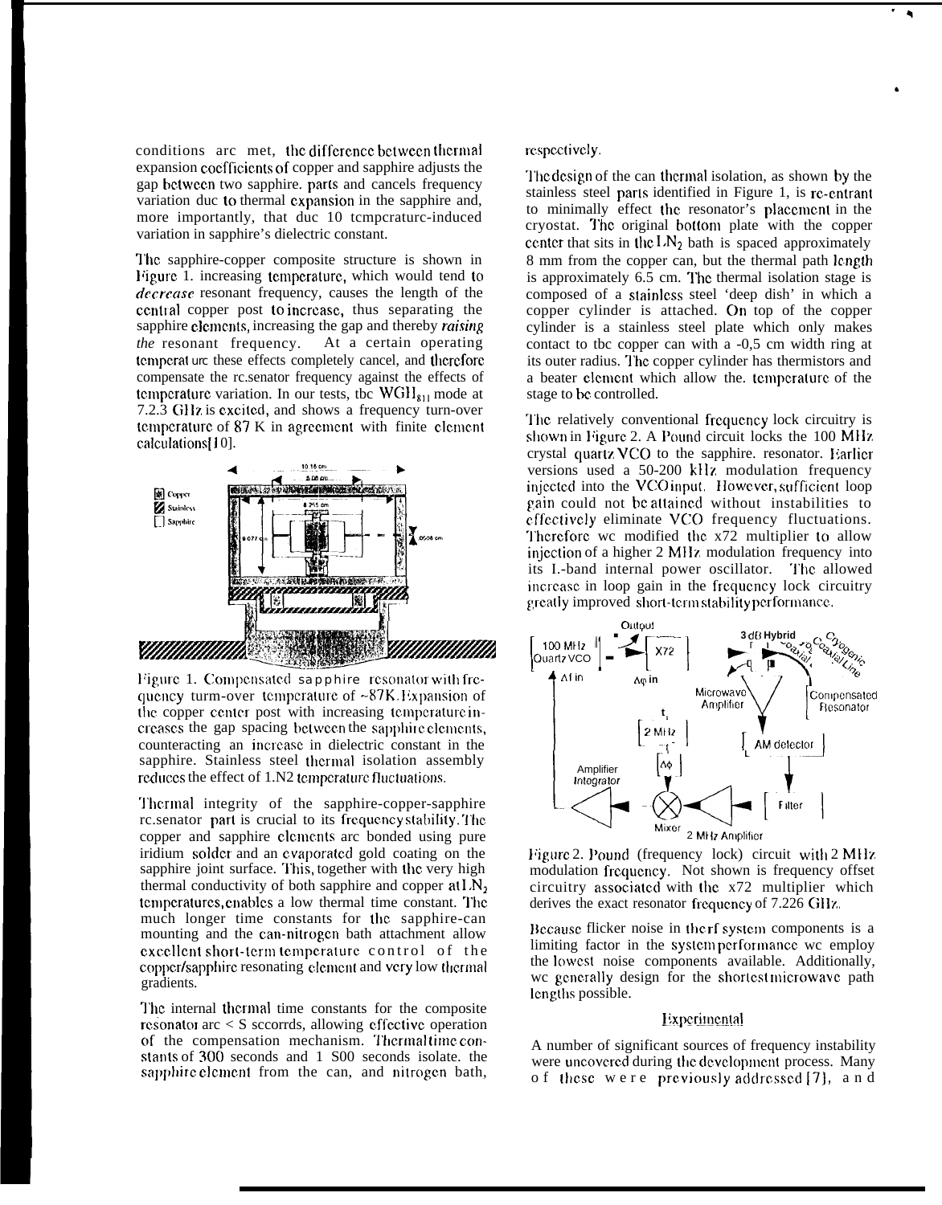conditions are met, the difference between thermal expansion coefficients of copper and sapphire adjusts the gap between two sapphire. parts and cancels frequency variation due to thermal expansion in the sapphire and, more importantly, that due to temperature-induced variation in sapphire's dielectric constant.

The sapphire-copper composite structure is shown in Figure 1. increasing temperature, which would tend to *decrease* resonant frequency, causes the length of the central copper post to increase, thus separating the sapphire elements, increasing the gap and thereby *raising the* resonant frequency. At a certain operating temperature these effects completely cancel, and therefore compensate the resonator frequency against the effects of temperature variation. In our tests, the $WGH_{811}$ mode at 7.2.3 GHz is excited, and shows a frequency turn-over temperature of 87 K in agreement with finite element calculations[10].

Figure 1. Compensated sapphire resonator with frequency turn-over temperature of ~87K. Expansion of the copper center post with increasing temperature increases the gap spacing between the sapphire elements, counteracting an increase in dielectric constant in the sapphire. Stainless steel thermal isolation assembly reduces the effect of $LN_2$ temperature fluctuations.

Thermal integrity of the sapphire-copper-sapphire resonator part is crucial to its frequency stability. The copper and sapphire elements are bonded using pure iridium solder and an evaporated gold coating on the sapphire joint surface. This, together with the very high thermal conductivity of both sapphire and copper at $LN_2$ temperatures, enables a low thermal time constant. The much longer time constants for the sapphire-can mounting and the can-nitrogen bath attachment allow excellent short-term temperature control of the copper/sapphire resonating element and very low thermal gradients.

The internal thermal time constants for the composite resonator are < S seconds, allowing effective operation of the compensation mechanism. Thermal time constants of 300 seconds and 1 S00 seconds isolate. the sapphire element from the can, and nitrogen bath, respectively.

The design of the can thermal isolation, as shown by the stainless steel parts identified in Figure 1, is re-entrant to minimally effect the resonator's placement in the cryostat. The original bottom plate with the copper center that sits in the $LN_2$ bath is spaced approximately 8 mm from the copper can, but the thermal path length is approximately 6.5 cm. The thermal isolation stage is composed of a stainless steel 'deep dish' in which a copper cylinder is attached. On top of the copper cylinder is a stainless steel plate which only makes contact to the copper can with a -0,5 cm width ring at its outer radius. The copper cylinder has thermistors and a heater element which allow the. temperature of the stage to be controlled.

The relatively conventional frequency lock circuitry is shown in Figure 2. A Pound circuit locks the 100 MHz crystal quartz VCO to the sapphire. resonator. Earlier versions used a 50-200 kHz modulation frequency injected into the VCO input. However, sufficient loop gain could not be attained without instabilities to effectively eliminate VCO frequency fluctuations. Therefore we modified the x72 multiplier to allow injection of a higher 2 MHz modulation frequency into its L-band internal power oscillator. The allowed increase in loop gain in the frequency lock circuitry greatly improved short-term stability performance.

Figure 2. Pound (frequency lock) circuit with 2 MHz modulation frequency. Not shown is frequency offset circuitry associated with the x72 multiplier which derives the exact resonator frequency of 7.226 GHz.

Because flicker noise in the rf system components is a limiting factor in the system performance we employ the lowest noise components available. Additionally, we generally design for the shortest microwave path lengths possible.

## Experimental

A number of significant sources of frequency instability were uncovered during the development process. Many of these were previously addressed [7], and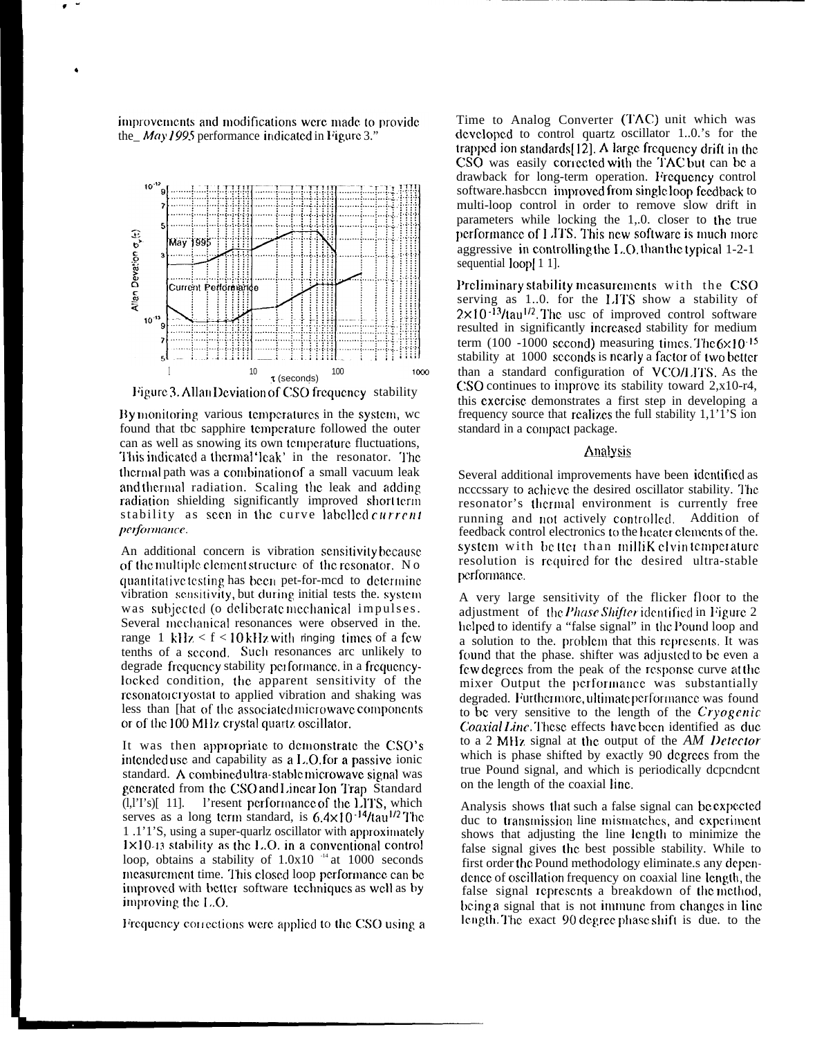improvements and modifications were made to provide the_ *May 1995* performance indicated in Figure 3."

Figure 3. Allan Deviation of CSO frequency stability

By monitoring various temperatures in the system, we found that the sapphire temperature followed the outer can as well as snowing its own temperature fluctuations, This indicated a thermal 'leak' in the resonator. The thermal path was a combination of a small vacuum leak and thermal radiation. Sealing the leak and adding radiation shielding significantly improved short term stability as seen in the curve labelled *current performance*.

An additional concern is vibration sensitivity because of the multiple element structure of the resonator. No quantitative testing has been pet-for-med to determine vibration sensitivity, but during initial tests the. system was subjected (o deliberate mechanical impulses. Several mechanical resonances were observed in the. range 1 kHz < f < 10 kHz with ringing times of a few tenths of a second. Such resonances arc unlikely to degrade frequency stability performance. in a frequency-locked condition, the apparent sensitivity of the resonator cryostat to applied vibration and shaking was less than [hat of the associated microwave components or of the 100 MHz crystal quartz oscillator.

It was then appropriate to demonstrate the CSO's intended use and capability as a L.O. for a passive ionic standard. A combined ultra-stable microwave signal was generated from the CSO and Linear Ion Trap Standard (LITS)[11]. Present performance of the LITS, which serves as a long term standard, is $6.4\times10^{-14}/\tau^{1/2}$ The 1.ITS, using a super-quartz oscillator with approximately $1\times10^{-13}$ stability as the L.O. in a conventional control loop, obtains a stability of $1.0\times10^{-14}$ at 1000 seconds measurement time. This closed loop performance can be improved with better software techniques as well as by improving the L.O.

Frequency corrections were applied to the CSO using a Time to Analog Converter (TAC) unit which was developed to control quartz oscillator L.O.'s for the trapped ion standards[12]. A large frequency drift in the CSO was easily corrected with the TAC but can be a drawback for long-term operation. Frequency control software has been improved from single loop feedback to multi-loop control in order to remove slow drift in parameters while locking the L.O. closer to the true performance of LITS. This new software is much more aggressive in controlling the L.O. than the typical 1-2-1 sequential loop[11].

Preliminary stability measurements with the CSO serving as L.O. for the LITS show a stability of $2\times10^{-13}/\tau^{1/2}$. The use of improved control software resulted in significantly increased stability for medium term (100 -1000 second) measuring times. The $6\times10^{-15}$ stability at 1000 seconds is nearly a factor of two better than a standard configuration of VCO/LITS. As the CSO continues to improve its stability toward 2,x10-r4, this exercise demonstrates a first step in developing a frequency source that realizes the full stability LITS ion standard in a compact package.

## Analysis

Several additional improvements have been identified as necessary to achieve the desired oscillator stability. The resonator's thermal environment is currently free running and not actively controlled. Addition of feedback control electronics to the heater elements of the. system with better than milliKelvin temperature resolution is required for the desired ultra-stable performance.

A very large sensitivity of the flicker floor to the adjustment of the *Phase Shifter* identified in Figure 2 helped to identify a "false signal" in the Pound loop and a solution to the. problem that this represents. It was found that the phase. shifter was adjusted to be even a few degrees from the peak of the response curve at the mixer Output the performance was substantially degraded. Furthermore, ultimate performance was found to be very sensitive to the length of the *Cryogenic Coaxial Line*. These effects have been identified as due to a 2 MHz signal at the output of the *AM Detector* which is phase shifted by exactly 90 degrees from the true Pound signal, and which is periodically dependent on the length of the coaxial line.

Analysis shows that such a false signal can be expected due to transmission line mismatches, and experiment shows that adjusting the line length to minimize the false signal gives the best possible stability. While to first order the Pound methodology eliminates any dependence of oscillation frequency on coaxial line length, the false signal represents a breakdown of the method, being a signal that is not immune from changes in line length. The exact 90 degree phase shift is due. to the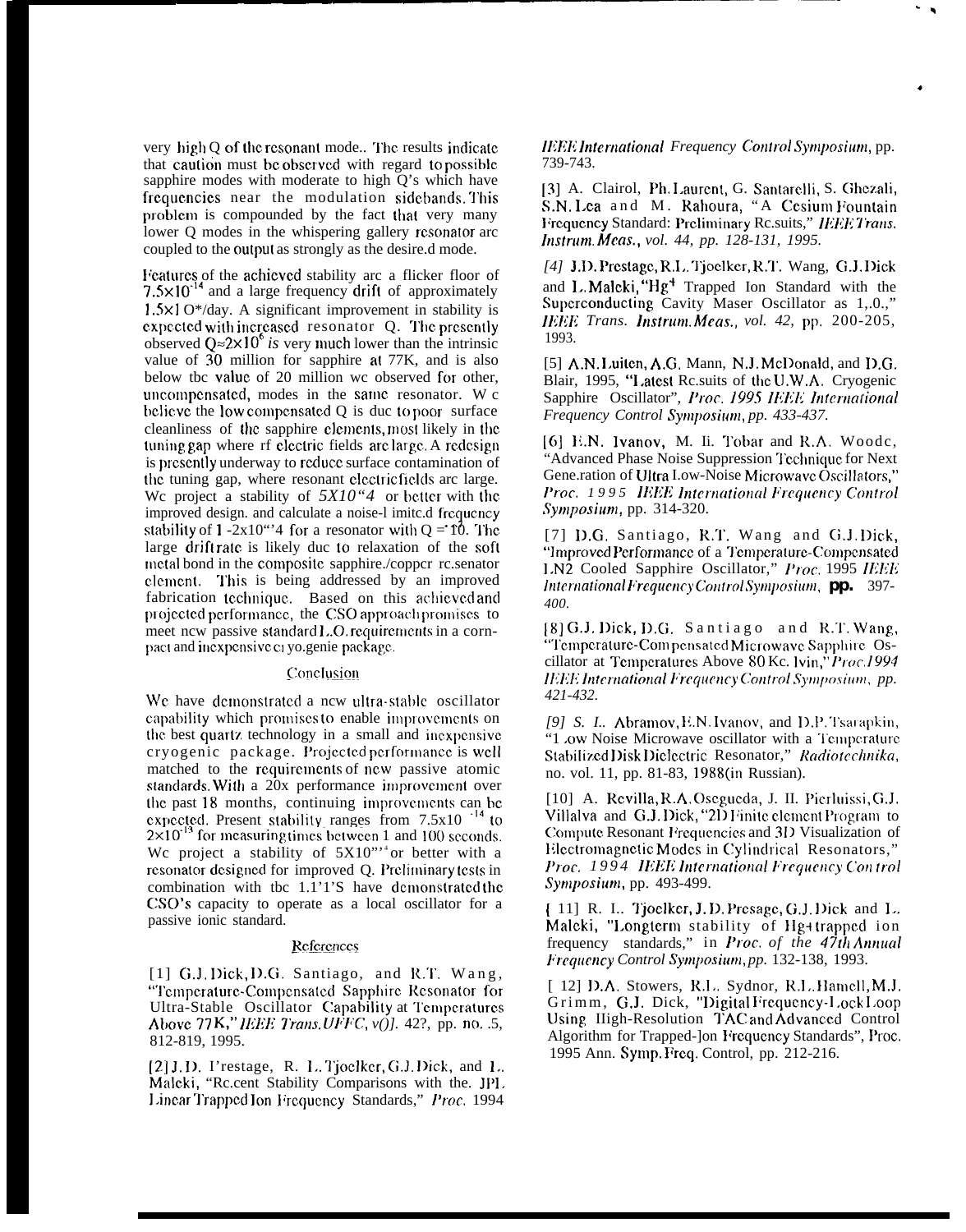very high Q of the resonant mode.. The results indicate that caution must be observed with regard to possible sapphire modes with moderate to high Q's which have frequencies near the modulation sidebands. This problem is compounded by the fact that very many lower Q modes in the whispering gallery resonator are coupled to the output as strongly as the desire.d mode.

Features of the achieved stability are a flicker floor of $7.5\times10^{-14}$ and a large frequency drift of approximately $1.5\times10^{-}$*/day. A significant improvement in stability is expected with increased resonator Q. The presently observed $Q\approx2\times10^{6}$ *is* very much lower than the intrinsic value of 30 million for sapphire at 77K, and is also below the value of 20 million we observed for other, uncompensated, modes in the same resonator. We believe the low compensated Q is due to poor surface cleanliness of the sapphire elements, most likely in the tuning gap where rf electric fields are large. A redesign is presently underway to reduce surface contamination of the tuning gap, where resonant electric fields are large. We project a stability of *5X10"4* or better with the improved design. and calculate a noise-limitc.d frequency stability of 1 -2x10"'4 for a resonator with Q =' 10. The large drift rate is likely due to relaxation of the soft metal bond in the composite sapphire./copper rc.senator element. This is being addressed by an improved fabrication technique. Based on this achieved and projected performance, the CSO approach promises to meet new passive standard L.O. requirements in a compact and inexpensive cryo.genic package.

## Conclusion

We have demonstrated a new ultra-stable oscillator capability which promises to enable improvements on the best quartz technology in a small and inexpensive cryogenic package. Projected performance is well matched to the requirements of new passive atomic standards. With a 20x performance improvement over the past 18 months, continuing improvements can be expected. Present stability ranges from $7.5\times10^{-14}$ to $2\times10^{-13}$ for measuring times between 1 and 100 seconds. We project a stability of 5X10"'4 or better with a resonator designed for improved Q. Preliminary tests in combination with the 1.1'1'S have demonstrated the CSO's capacity to operate as a local oscillator for a passive ionic standard.

## References

[1] G.J. Dick, D.G. Santiago, and R.T. Wang, "Temperature-Compensated Sapphire Resonator for Ultra-Stable Oscillator Capability at Temperatures Above 77K," *IEEE Trans. UFFC, v()].* 42?, pp. no. .5, 812-819, 1995.

[2] J.D. Prestage, R. L. Tjoelker, G.J. Dick, and L. Maleki, "Rc.cent Stability Comparisons with the. JPL Linear Trapped Ion Frequency Standards," *Proc.* 1994 *IEEE International Frequency Control Symposium*, pp. 739-743.

[3] A. Clairol, Ph. Laurent, G. Santarelli, S. Ghezali, S.N. Lea and M. Rahoura, "A Cesium Fountain Frequency Standard: Preliminary Rc.suits," *IEEE Trans. Instrum. Meas., vol. 44, pp. 128-131, 1995.*

*[4]* J.D. Prestage, R.L. Tjoelker, R.T. Wang, G.J. Dick and L. Maleki, "$Hg^{+}$ Trapped Ion Standard with the Superconducting Cavity Maser Oscillator as 1,.0.," *IEEE Trans. Instrum. Meas., vol. 42,* pp. 200-205, 1993.

[5] A.N. Luiten, A.G. Mann, N.J. McDonald, and D.G. Blair, 1995, "Latest Rc.suits of the U.W.A. Cryogenic Sapphire Oscillator", *Proc. 1995 IEEE International Frequency Control Symposium, pp. 433-437.*

[6] E.N. Ivanov, M. E. Tobar and R.A. Woode, "Advanced Phase Noise Suppression Technique for Next Gene.ration of Ultra Low-Noise Microwave Oscillators," *Proc. 1995 IEEE International Frequency Control Symposium*, pp. 314-320.

[7] D.G. Santiago, R.T. Wang and G.J. Dick, "Improved Performance of a Temperature-Compensated LN2 Cooled Sapphire Oscillator," *Proc.* 1995 *IEEE International Frequency Control Symposium*, **pp.** 397-400.

[8] G.J. Dick, D.G. Santiago and R.T. Wang, "Temperature-Compensated Microwave Sapphire Oscillator at Temperatures Above 80 Kc. lvin," *Proc. 1994 IEEE International Frequency Control Symposium, pp. 421-432.*

*[9] S. L. Abramov,* E.N. Ivanov, and D.P. Tsarapkin, "Low Noise Microwave oscillator with a Temperature Stabilized Disk Dielectric Resonator," *Radiotechnika*, no. vol. 11, pp. 81-83, 1988(in Russian).

[10] A. Revilla, R.A. Osegueda, J. H. Pierluissi, G.J. Villalva and G.J. Dick, "2D Finite element Program to Compute Resonant Frequencies and 3D Visualization of Electromagnetic Modes in Cylindrical Resonators," *Proc. 1994 IEEE International Frequency Control Symposium*, pp. 493-499.

[11] R. L. Tjoelker, J. D. Presage, G.J. Dick and L. Maleki, "Longterm stability of Hg+ trapped ion frequency standards," in *Proc. of the 47th Annual Frequency Control Symposium, pp.* 132-138, 1993.

[12] D.A. Stowers, R.L. Sydnor, R.L. Hamell, M.J. Grimm, G.J. Dick, "Digital Frequency-Lock Loop Using High-Resolution TAC and Advanced Control Algorithm for Trapped-Ion Frequency Standards", Proc. 1995 Ann. Symp. Freq. Control, pp. 212-216.